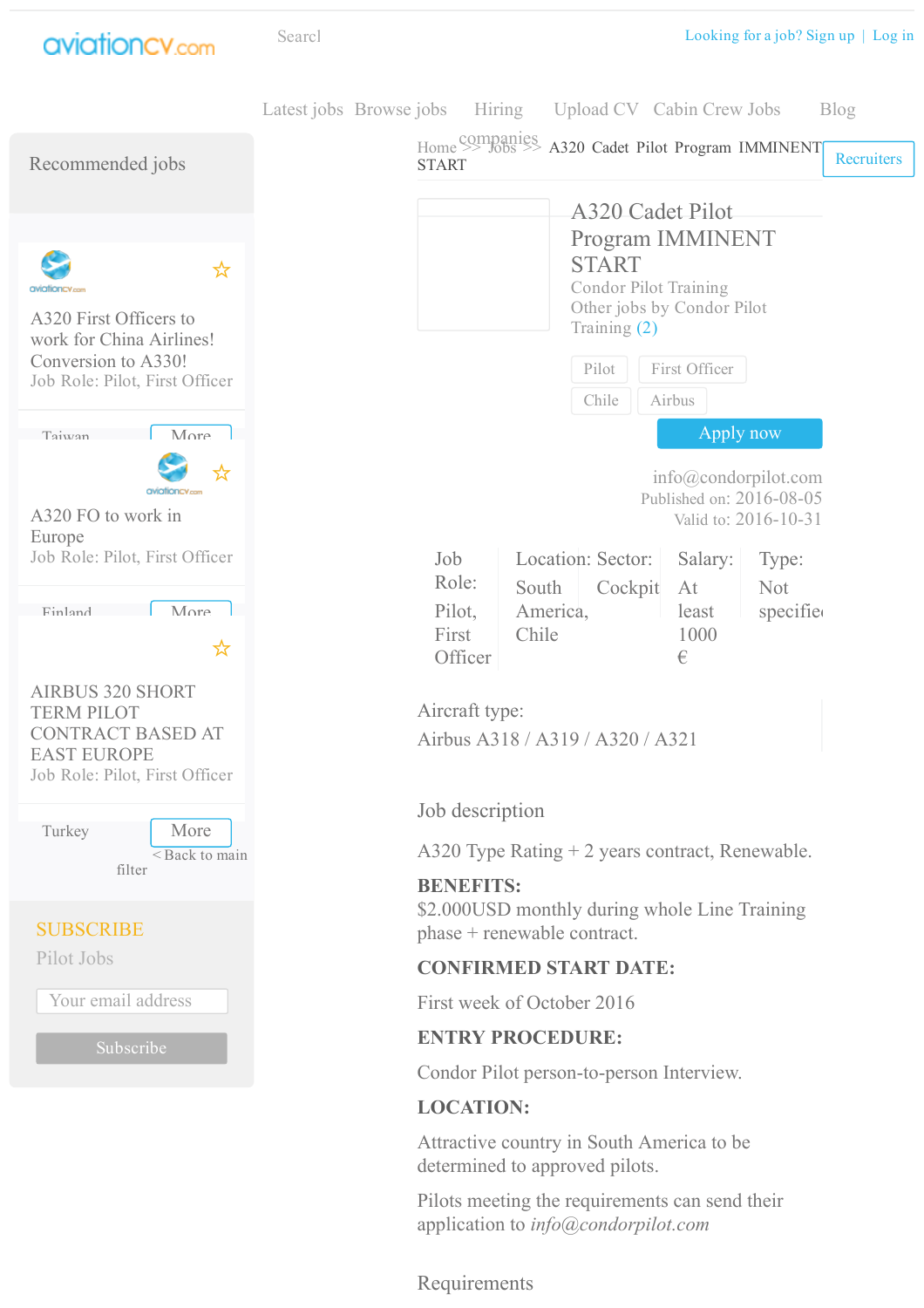aviationcv.com

Searcl

Looking for a job? Sign up | Log in

Latest jobs Browse jobs Hiring companies Upload CV Cabin Crew Jobs Blog

Recruiters

Home >> Jobs >> A320 Cadet Pilot Program IMMINENT START

## Recommended jobs

A320 First Officers to work for China Airlines! Conversion to A330!
Job Role: Pilot, First Officer

Taiwan More

A320 FO to work in Europe
Job Role: Pilot, First Officer

Finland More

AIRBUS 320 SHORT TERM PILOT CONTRACT BASED AT EAST EUROPE
Job Role: Pilot, First Officer

Turkey More

< Back to main filter

SUBSCRIBE
Pilot Jobs

Your email address

Subscribe

# A320 Cadet Pilot Program IMMINENT START

Condor Pilot Training
Other jobs by Condor Pilot Training (2)

Pilot | First Officer | Chile | Airbus

Apply now

info@condorpilot.com
Published on: 2016-08-05
Valid to: 2016-10-31

| Job Role: | Location: | Sector: | Salary: | Type: |
|---|---|---|---|---|
| Pilot, First Officer | South America, Chile | Cockpit | At least 1000 € | Not specified |

Aircraft type:
Airbus A318 / A319 / A320 / A321

## Job description

A320 Type Rating + 2 years contract, Renewable.

**BENEFITS:**
$2.000USD monthly during whole Line Training phase + renewable contract.

**CONFIRMED START DATE:**

First week of October 2016

**ENTRY PROCEDURE:**

Condor Pilot person-to-person Interview.

**LOCATION:**

Attractive country in South America to be determined to approved pilots.

Pilots meeting the requirements can send their application to *info@condorpilot.com*

## Requirements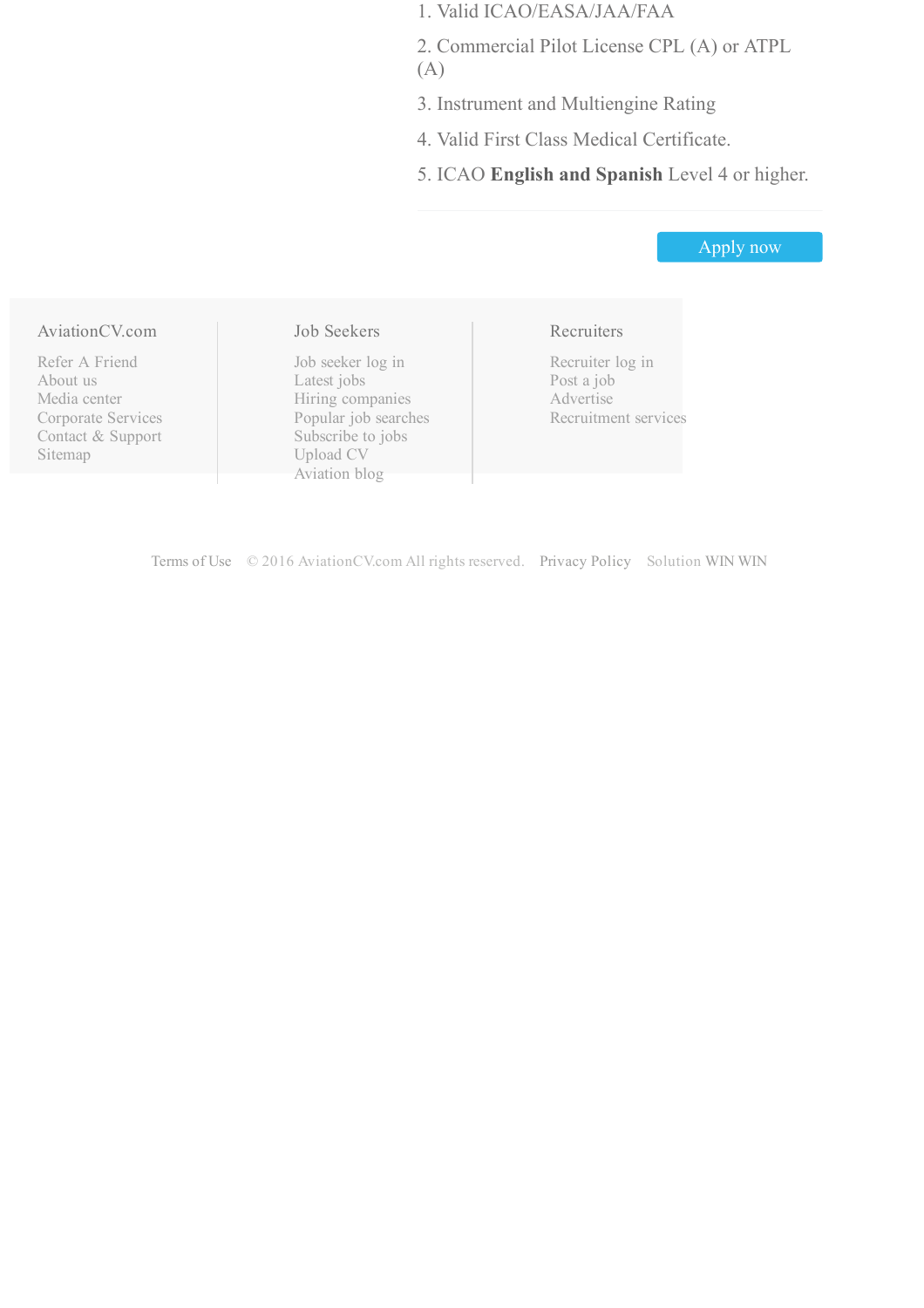1. Valid ICAO/EASA/JAA/FAA
2. Commercial Pilot License CPL (A) or ATPL (A)
3. Instrument and Multiengine Rating
4. Valid First Class Medical Certificate.
5. ICAO **English and Spanish** Level 4 or higher.

Apply now

AviationCV.com

Refer A Friend
About us
Media center
Corporate Services
Contact & Support
Sitemap

Job Seekers

Job seeker log in
Latest jobs
Hiring companies
Popular job searches
Subscribe to jobs
Upload CV
Aviation blog

Recruiters

Recruiter log in
Post a job
Advertise
Recruitment services

Terms of Use © 2016 AviationCV.com All rights reserved. Privacy Policy Solution WIN WIN